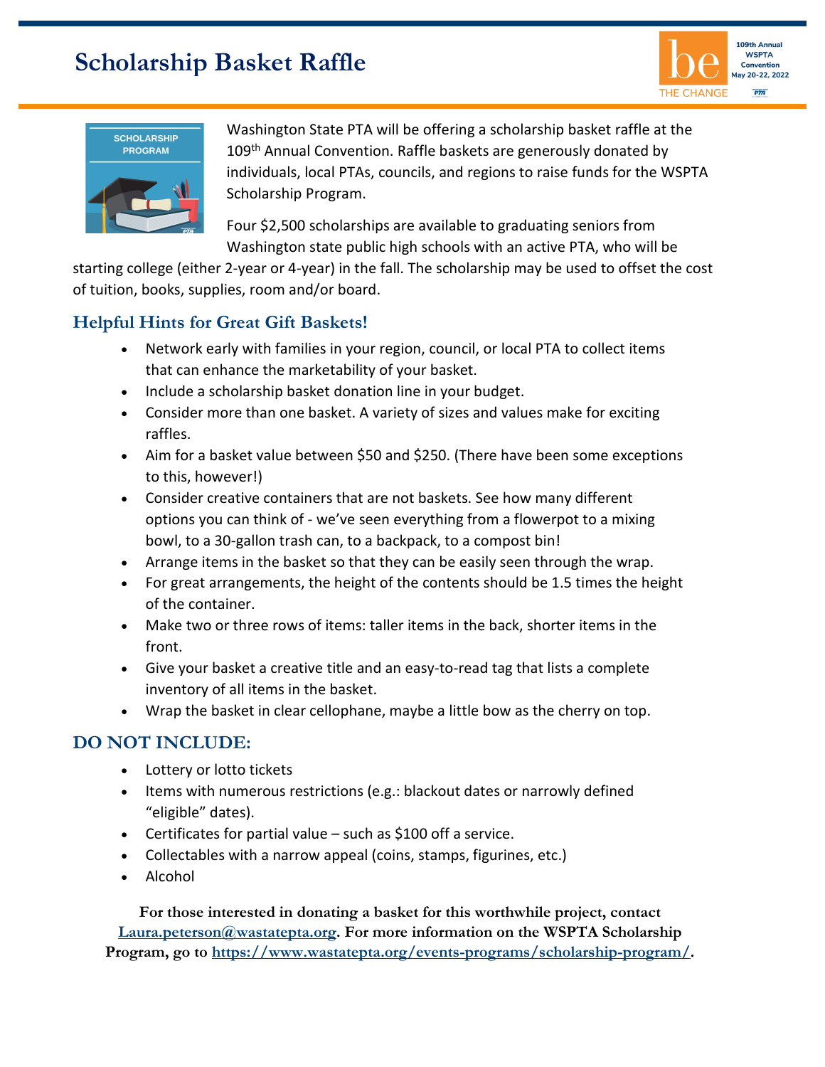# Scholarship Basket Raffle

109th Annual WSPTA Convention May 20-22, 2022

Washington State PTA will be offering a scholarship basket raffle at the 109th Annual Convention. Raffle baskets are generously donated by individuals, local PTAs, councils, and regions to raise funds for the WSPTA Scholarship Program.

Four $2,500 scholarships are available to graduating seniors from Washington state public high schools with an active PTA, who will be starting college (either 2-year or 4-year) in the fall. The scholarship may be used to offset the cost of tuition, books, supplies, room and/or board.

## Helpful Hints for Great Gift Baskets!

- Network early with families in your region, council, or local PTA to collect items that can enhance the marketability of your basket.
- Include a scholarship basket donation line in your budget.
- Consider more than one basket. A variety of sizes and values make for exciting raffles.
- Aim for a basket value between $50 and $250. (There have been some exceptions to this, however!)
- Consider creative containers that are not baskets. See how many different options you can think of - we've seen everything from a flowerpot to a mixing bowl, to a 30-gallon trash can, to a backpack, to a compost bin!
- Arrange items in the basket so that they can be easily seen through the wrap.
- For great arrangements, the height of the contents should be 1.5 times the height of the container.
- Make two or three rows of items: taller items in the back, shorter items in the front.
- Give your basket a creative title and an easy-to-read tag that lists a complete inventory of all items in the basket.
- Wrap the basket in clear cellophane, maybe a little bow as the cherry on top.

## DO NOT INCLUDE:

- Lottery or lotto tickets
- Items with numerous restrictions (e.g.: blackout dates or narrowly defined "eligible" dates).
- Certificates for partial value – such as $100 off a service.
- Collectables with a narrow appeal (coins, stamps, figurines, etc.)
- Alcohol

**For those interested in donating a basket for this worthwhile project, contact [Laura.peterson@wastatepta.org](mailto:Laura.peterson@wastatepta.org). For more information on the WSPTA Scholarship Program, go to [https://www.wastatepta.org/events-programs/scholarship-program/](https://www.wastatepta.org/events-programs/scholarship-program/).**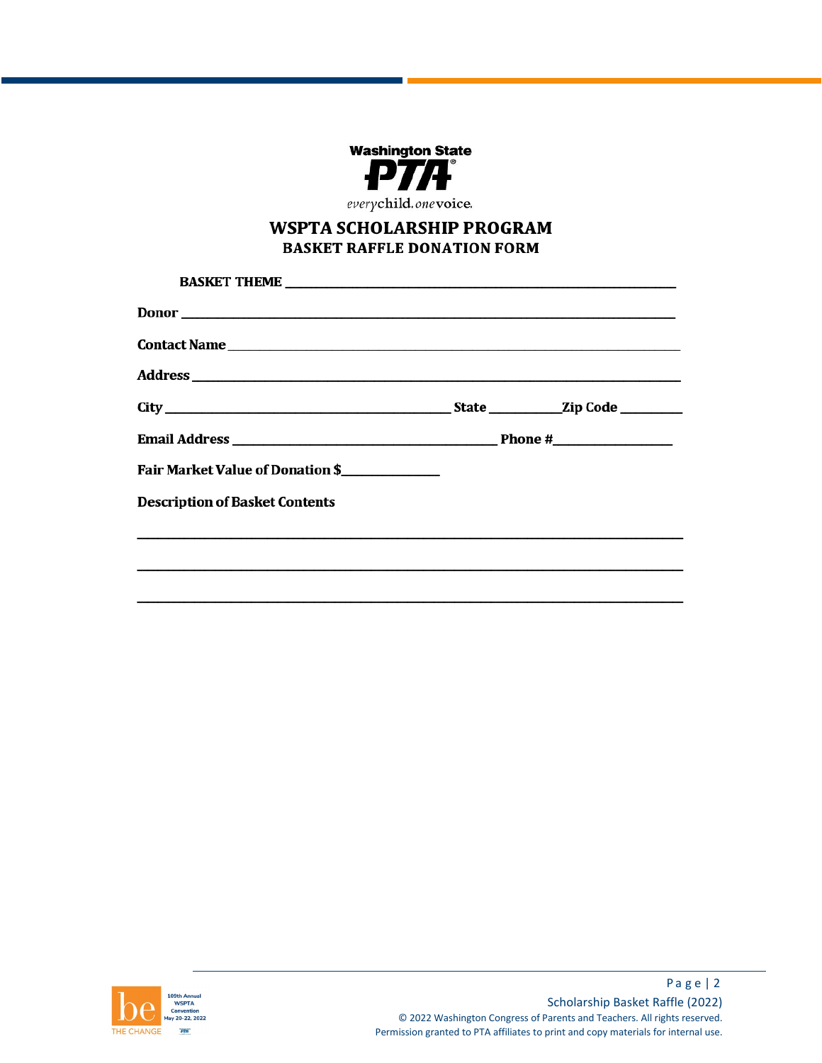Washington State PTA

everychild. onevoice.

# WSPTA SCHOLARSHIP PROGRAM

## BASKET RAFFLE DONATION FORM

**BASKET THEME** ______________________________________________

**Donor** ______________________________________________

**Contact Name** ______________________________________________

**Address** ______________________________________________

**City** ______________________ **State** __________ **Zip Code** __________

**Email Address** ______________________ **Phone #** ______________

**Fair Market Value of Donation $**______________

**Description of Basket Contents**

______________________________________________

______________________________________________

______________________________________________

Scholarship Basket Raffle (2022)

© 2022 Washington Congress of Parents and Teachers. All rights reserved.
Permission granted to PTA affiliates to print and copy materials for internal use.